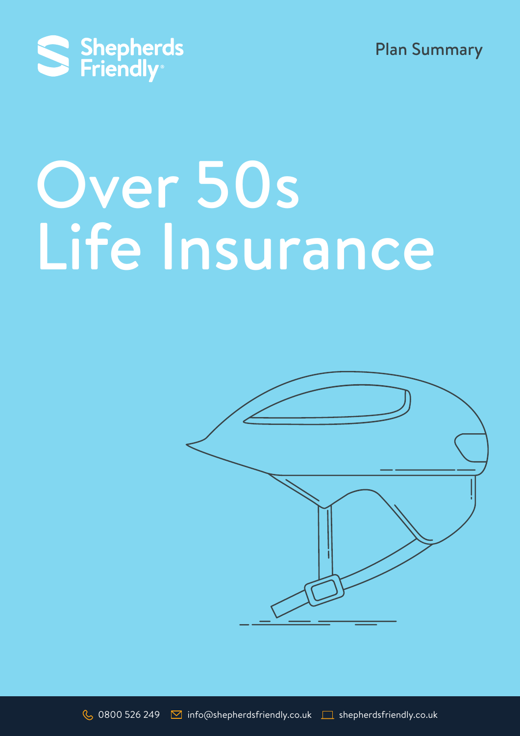Shepherds Friendly®

Plan Summary

# Over 50s Life Insurance

0800 526 249 info@shepherdsfriendly.co.uk shepherdsfriendly.co.uk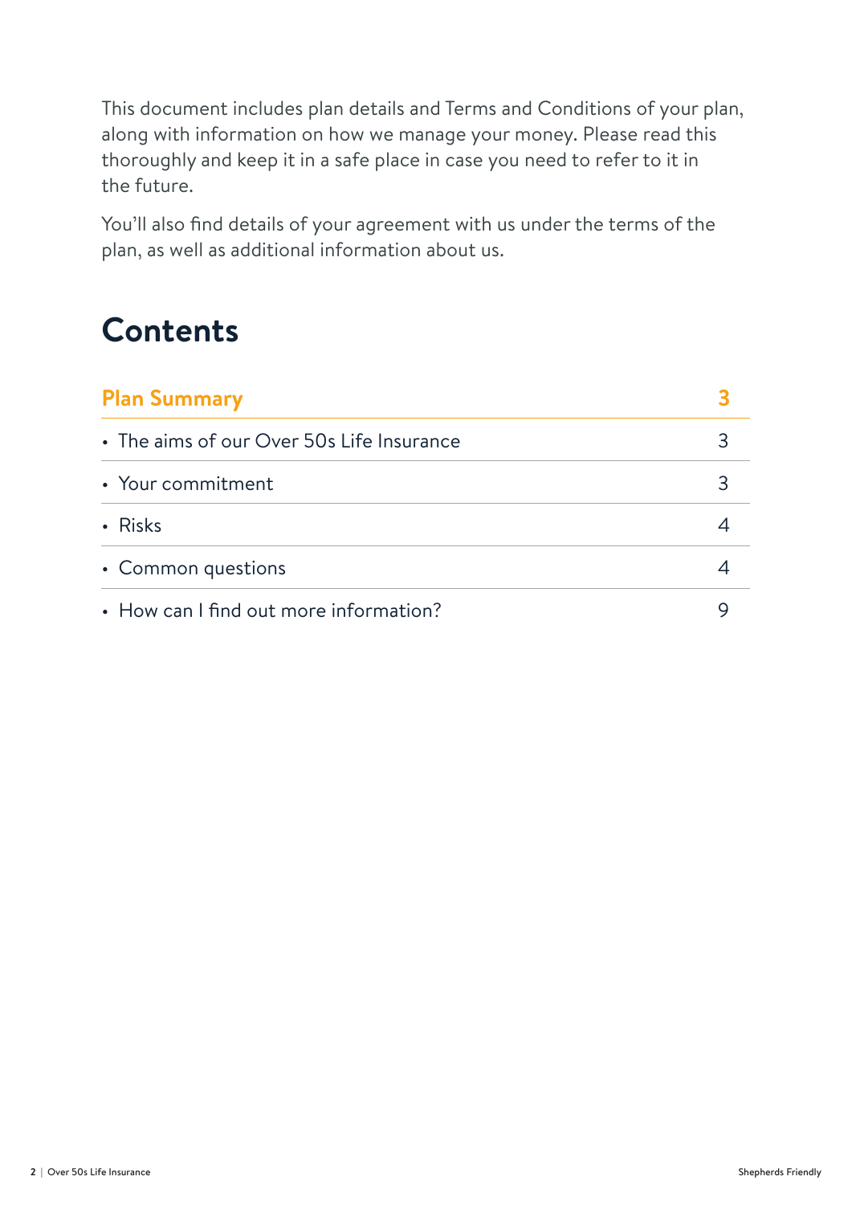This document includes plan details and Terms and Conditions of your plan, along with information on how we manage your money. Please read this thoroughly and keep it in a safe place in case you need to refer to it in the future.

You'll also find details of your agreement with us under the terms of the plan, as well as additional information about us.

# Contents

| **Plan Summary** | **3** |
|---|---|
| • The aims of our Over 50s Life Insurance | 3 |
| • Your commitment | 3 |
| • Risks | 4 |
| • Common questions | 4 |
| • How can I find out more information? | 9 |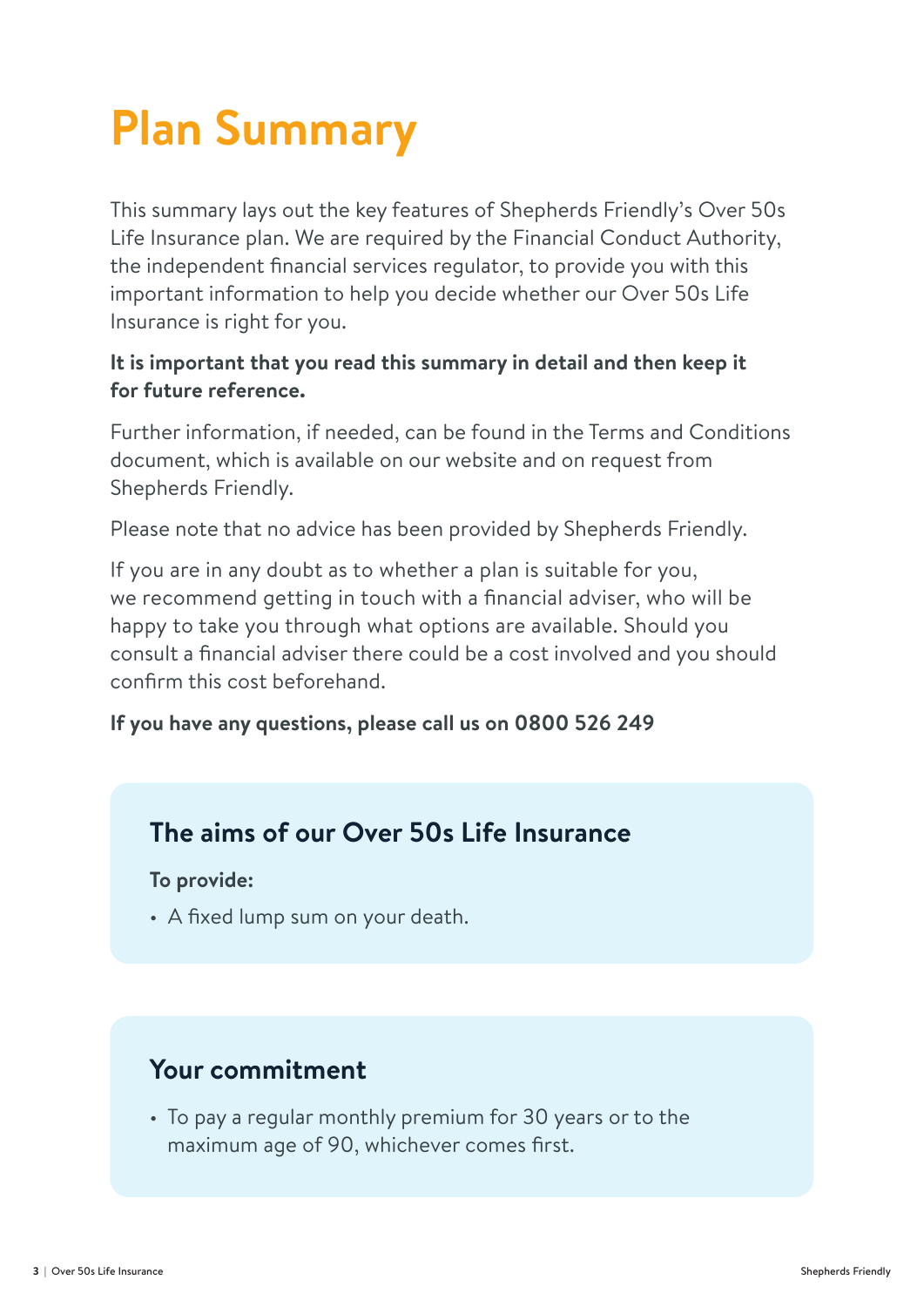# Plan Summary

This summary lays out the key features of Shepherds Friendly's Over 50s Life Insurance plan. We are required by the Financial Conduct Authority, the independent financial services regulator, to provide you with this important information to help you decide whether our Over 50s Life Insurance is right for you.

**It is important that you read this summary in detail and then keep it for future reference.**

Further information, if needed, can be found in the Terms and Conditions document, which is available on our website and on request from Shepherds Friendly.

Please note that no advice has been provided by Shepherds Friendly.

If you are in any doubt as to whether a plan is suitable for you, we recommend getting in touch with a financial adviser, who will be happy to take you through what options are available. Should you consult a financial adviser there could be a cost involved and you should confirm this cost beforehand.

**If you have any questions, please call us on 0800 526 249**

## The aims of our Over 50s Life Insurance

**To provide:**

- A fixed lump sum on your death.

## Your commitment

- To pay a regular monthly premium for 30 years or to the maximum age of 90, whichever comes first.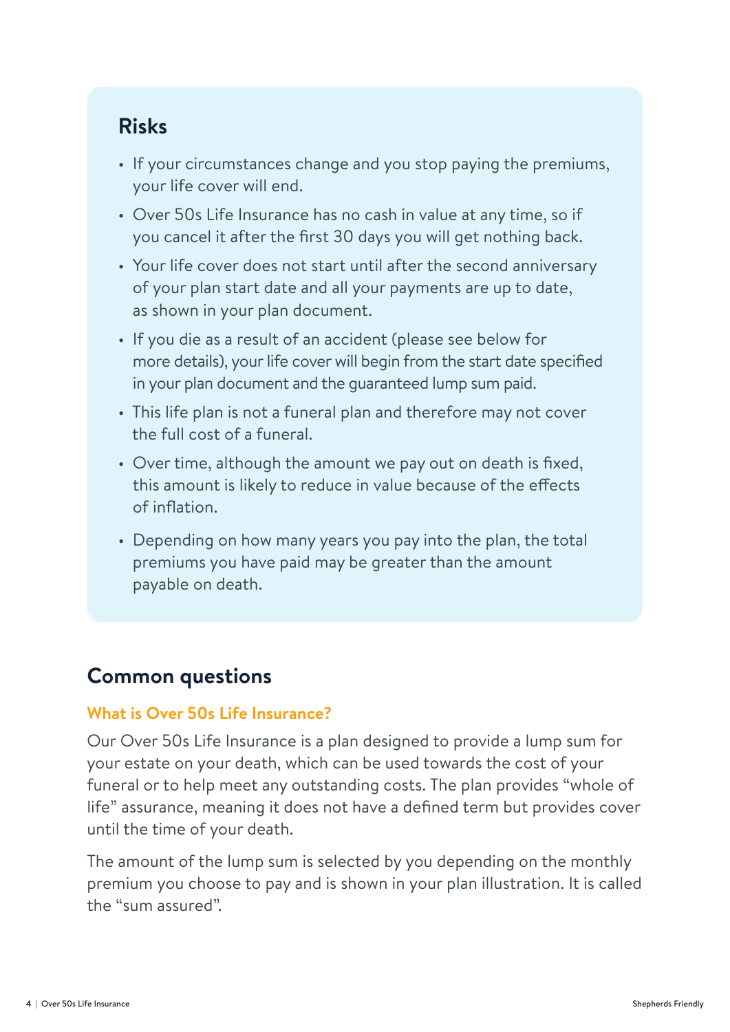## Risks

- If your circumstances change and you stop paying the premiums, your life cover will end.
- Over 50s Life Insurance has no cash in value at any time, so if you cancel it after the first 30 days you will get nothing back.
- Your life cover does not start until after the second anniversary of your plan start date and all your payments are up to date, as shown in your plan document.
- If you die as a result of an accident (please see below for more details), your life cover will begin from the start date specified in your plan document and the guaranteed lump sum paid.
- This life plan is not a funeral plan and therefore may not cover the full cost of a funeral.
- Over time, although the amount we pay out on death is fixed, this amount is likely to reduce in value because of the effects of inflation.
- Depending on how many years you pay into the plan, the total premiums you have paid may be greater than the amount payable on death.

## Common questions

### What is Over 50s Life Insurance?

Our Over 50s Life Insurance is a plan designed to provide a lump sum for your estate on your death, which can be used towards the cost of your funeral or to help meet any outstanding costs. The plan provides "whole of life" assurance, meaning it does not have a defined term but provides cover until the time of your death.

The amount of the lump sum is selected by you depending on the monthly premium you choose to pay and is shown in your plan illustration. It is called the "sum assured".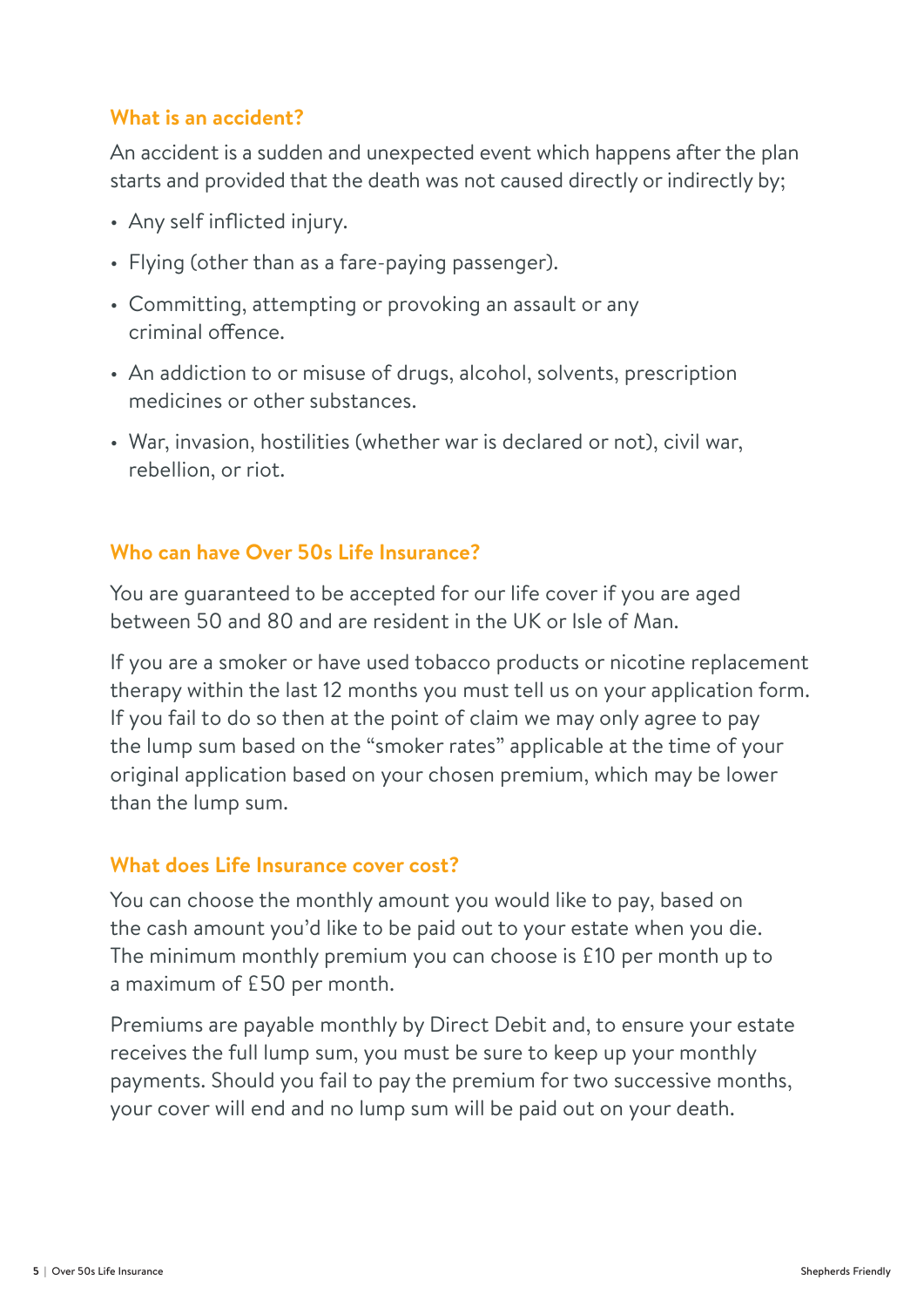## What is an accident?

An accident is a sudden and unexpected event which happens after the plan starts and provided that the death was not caused directly or indirectly by;

- Any self inflicted injury.
- Flying (other than as a fare-paying passenger).
- Committing, attempting or provoking an assault or any criminal offence.
- An addiction to or misuse of drugs, alcohol, solvents, prescription medicines or other substances.
- War, invasion, hostilities (whether war is declared or not), civil war, rebellion, or riot.

## Who can have Over 50s Life Insurance?

You are guaranteed to be accepted for our life cover if you are aged between 50 and 80 and are resident in the UK or Isle of Man.

If you are a smoker or have used tobacco products or nicotine replacement therapy within the last 12 months you must tell us on your application form. If you fail to do so then at the point of claim we may only agree to pay the lump sum based on the "smoker rates" applicable at the time of your original application based on your chosen premium, which may be lower than the lump sum.

## What does Life Insurance cover cost?

You can choose the monthly amount you would like to pay, based on the cash amount you'd like to be paid out to your estate when you die. The minimum monthly premium you can choose is £10 per month up to a maximum of £50 per month.

Premiums are payable monthly by Direct Debit and, to ensure your estate receives the full lump sum, you must be sure to keep up your monthly payments. Should you fail to pay the premium for two successive months, your cover will end and no lump sum will be paid out on your death.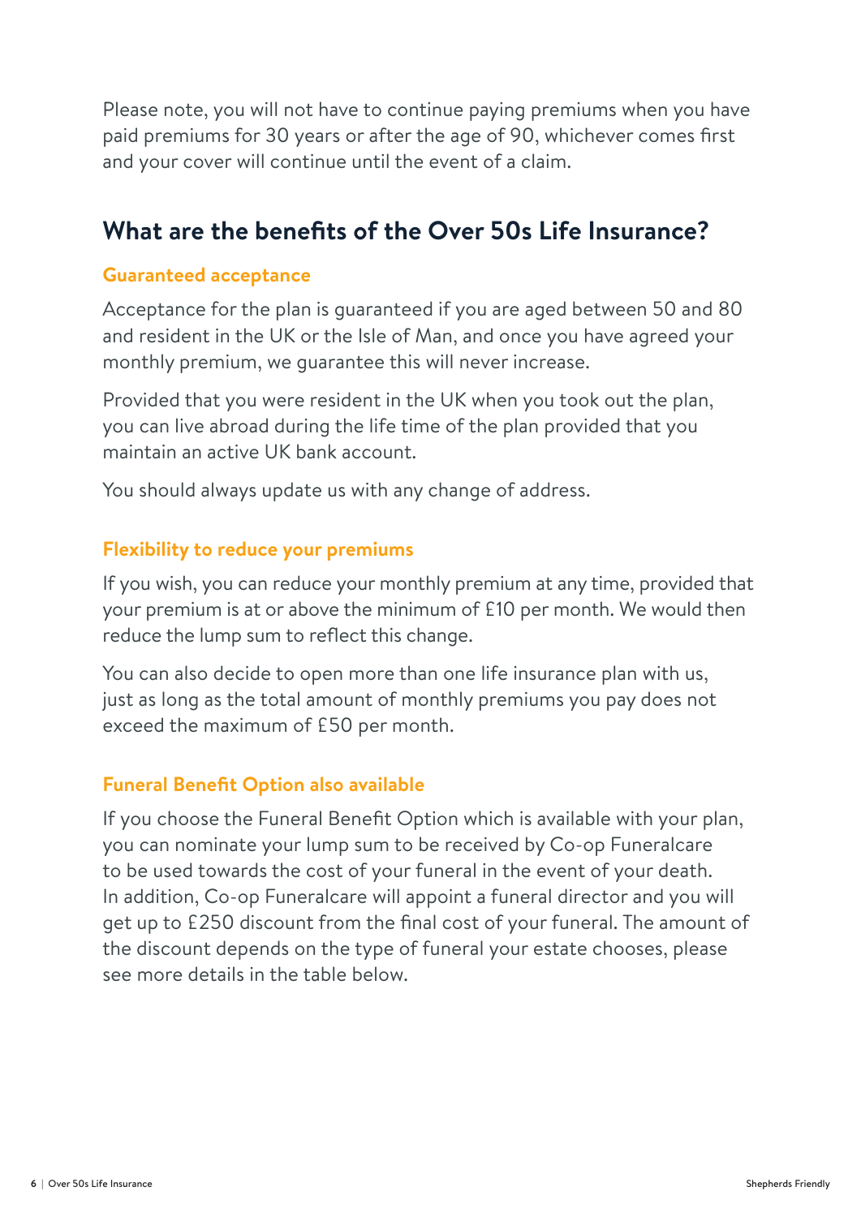Please note, you will not have to continue paying premiums when you have paid premiums for 30 years or after the age of 90, whichever comes first and your cover will continue until the event of a claim.

## What are the benefits of the Over 50s Life Insurance?

### Guaranteed acceptance

Acceptance for the plan is guaranteed if you are aged between 50 and 80 and resident in the UK or the Isle of Man, and once you have agreed your monthly premium, we guarantee this will never increase.

Provided that you were resident in the UK when you took out the plan, you can live abroad during the life time of the plan provided that you maintain an active UK bank account.

You should always update us with any change of address.

### Flexibility to reduce your premiums

If you wish, you can reduce your monthly premium at any time, provided that your premium is at or above the minimum of £10 per month. We would then reduce the lump sum to reflect this change.

You can also decide to open more than one life insurance plan with us, just as long as the total amount of monthly premiums you pay does not exceed the maximum of £50 per month.

### Funeral Benefit Option also available

If you choose the Funeral Benefit Option which is available with your plan, you can nominate your lump sum to be received by Co-op Funeralcare to be used towards the cost of your funeral in the event of your death. In addition, Co-op Funeralcare will appoint a funeral director and you will get up to £250 discount from the final cost of your funeral. The amount of the discount depends on the type of funeral your estate chooses, please see more details in the table below.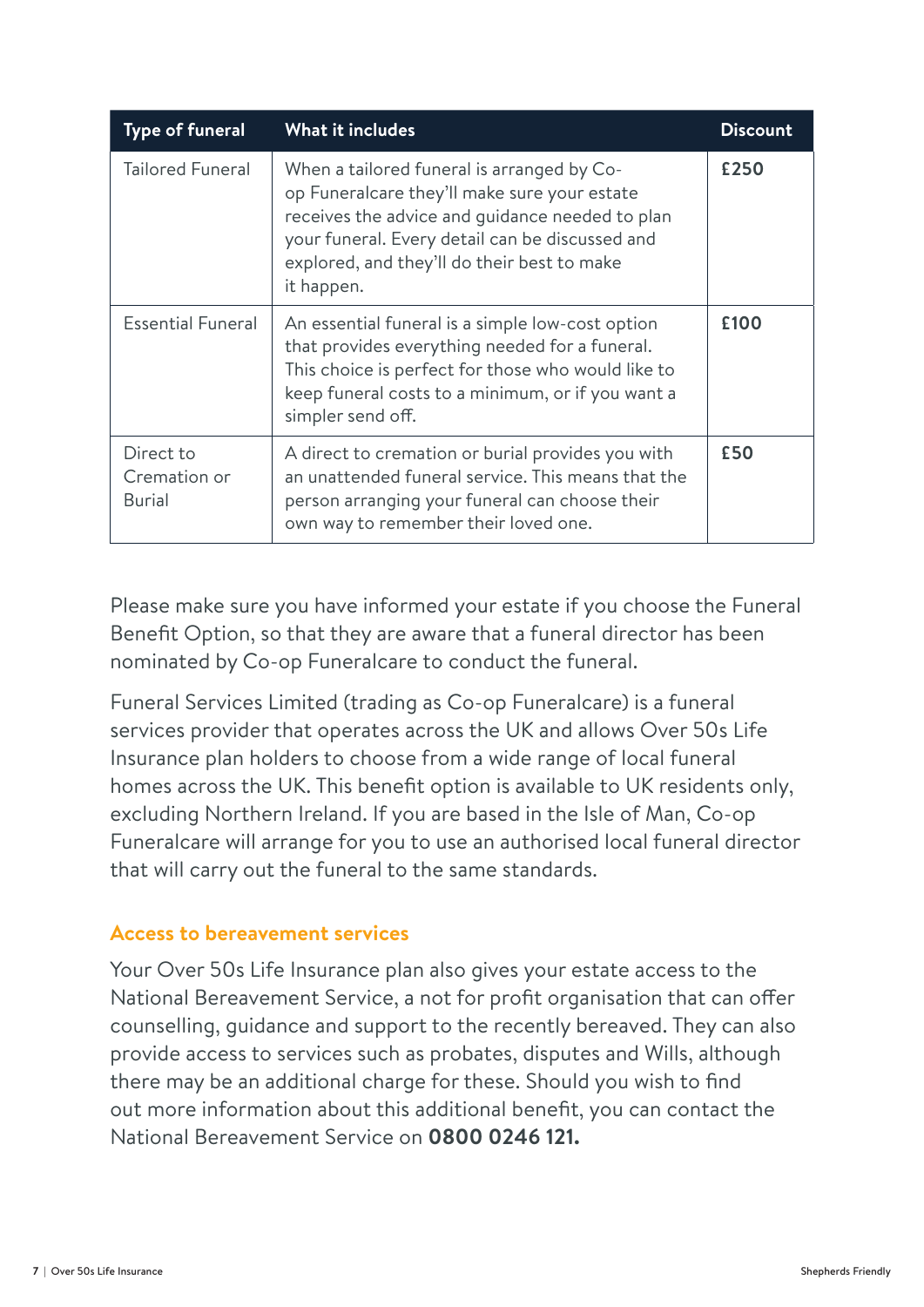| Type of funeral | What it includes | Discount |
| --- | --- | --- |
| Tailored Funeral | When a tailored funeral is arranged by Co-op Funeralcare they'll make sure your estate receives the advice and guidance needed to plan your funeral. Every detail can be discussed and explored, and they'll do their best to make it happen. | **£250** |
| Essential Funeral | An essential funeral is a simple low-cost option that provides everything needed for a funeral. This choice is perfect for those who would like to keep funeral costs to a minimum, or if you want a simpler send off. | **£100** |
| Direct to Cremation or Burial | A direct to cremation or burial provides you with an unattended funeral service. This means that the person arranging your funeral can choose their own way to remember their loved one. | **£50** |

Please make sure you have informed your estate if you choose the Funeral Benefit Option, so that they are aware that a funeral director has been nominated by Co-op Funeralcare to conduct the funeral.

Funeral Services Limited (trading as Co-op Funeralcare) is a funeral services provider that operates across the UK and allows Over 50s Life Insurance plan holders to choose from a wide range of local funeral homes across the UK. This benefit option is available to UK residents only, excluding Northern Ireland. If you are based in the Isle of Man, Co-op Funeralcare will arrange for you to use an authorised local funeral director that will carry out the funeral to the same standards.

### Access to bereavement services

Your Over 50s Life Insurance plan also gives your estate access to the National Bereavement Service, a not for profit organisation that can offer counselling, guidance and support to the recently bereaved. They can also provide access to services such as probates, disputes and Wills, although there may be an additional charge for these. Should you wish to find out more information about this additional benefit, you can contact the National Bereavement Service on **0800 0246 121.**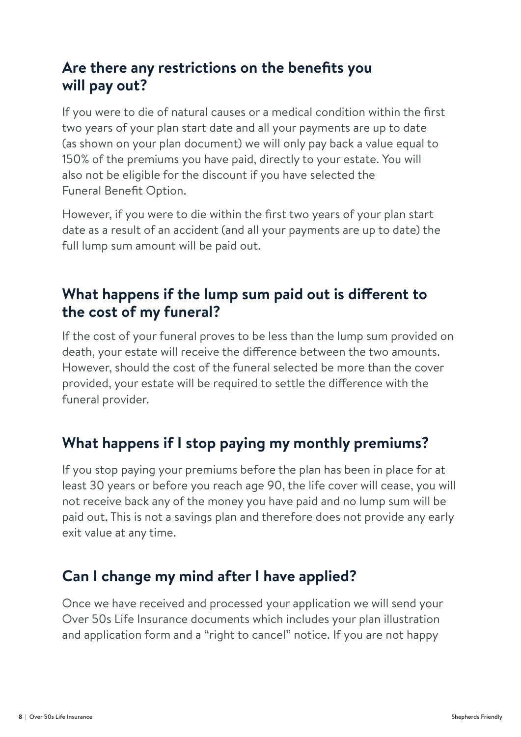## Are there any restrictions on the benefits you will pay out?

If you were to die of natural causes or a medical condition within the first two years of your plan start date and all your payments are up to date (as shown on your plan document) we will only pay back a value equal to 150% of the premiums you have paid, directly to your estate. You will also not be eligible for the discount if you have selected the Funeral Benefit Option.

However, if you were to die within the first two years of your plan start date as a result of an accident (and all your payments are up to date) the full lump sum amount will be paid out.

## What happens if the lump sum paid out is different to the cost of my funeral?

If the cost of your funeral proves to be less than the lump sum provided on death, your estate will receive the difference between the two amounts. However, should the cost of the funeral selected be more than the cover provided, your estate will be required to settle the difference with the funeral provider.

## What happens if I stop paying my monthly premiums?

If you stop paying your premiums before the plan has been in place for at least 30 years or before you reach age 90, the life cover will cease, you will not receive back any of the money you have paid and no lump sum will be paid out. This is not a savings plan and therefore does not provide any early exit value at any time.

## Can I change my mind after I have applied?

Once we have received and processed your application we will send your Over 50s Life Insurance documents which includes your plan illustration and application form and a "right to cancel" notice. If you are not happy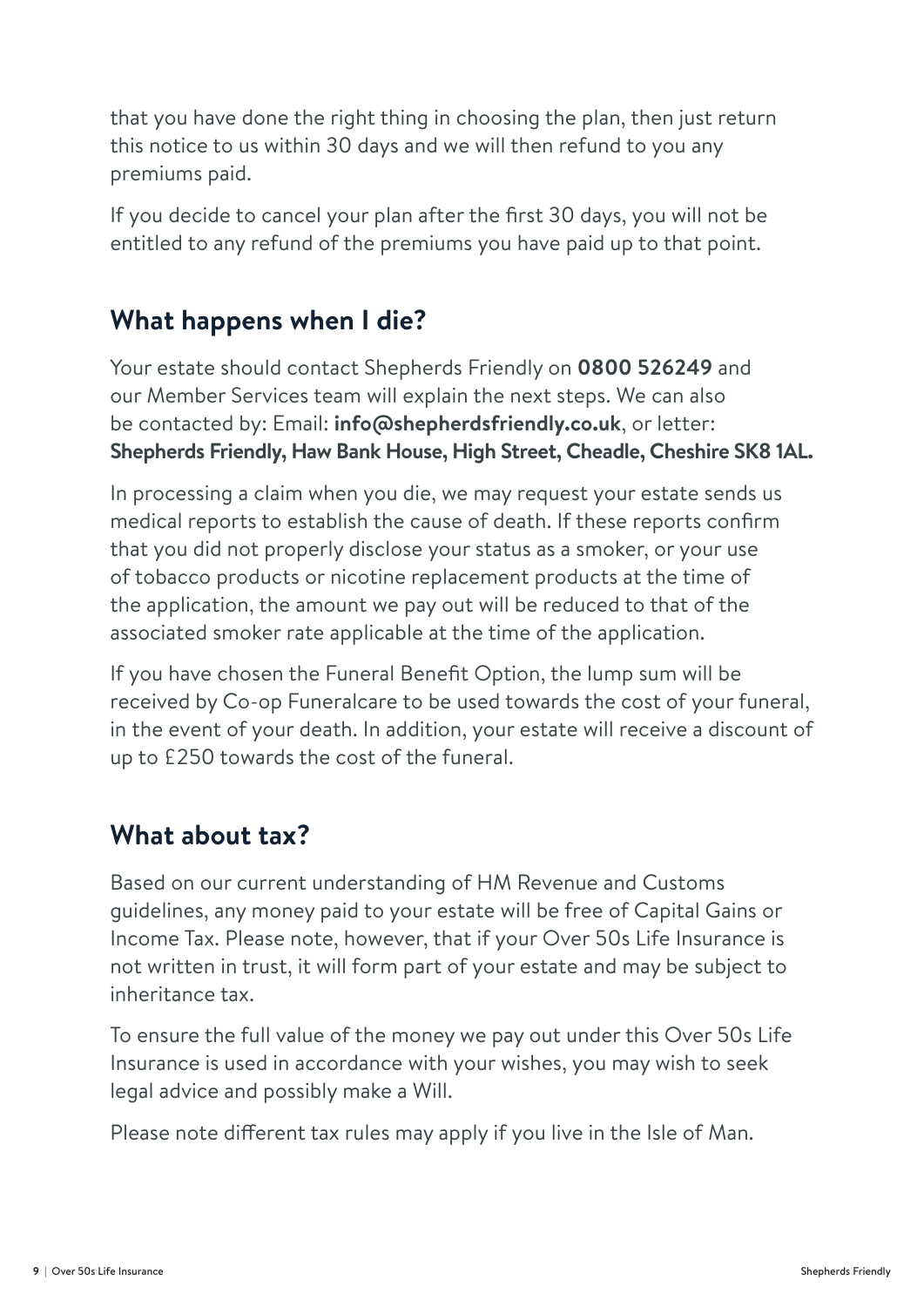that you have done the right thing in choosing the plan, then just return this notice to us within 30 days and we will then refund to you any premiums paid.

If you decide to cancel your plan after the first 30 days, you will not be entitled to any refund of the premiums you have paid up to that point.

## What happens when I die?

Your estate should contact Shepherds Friendly on **0800 526249** and our Member Services team will explain the next steps. We can also be contacted by: Email: **info@shepherdsfriendly.co.uk**, or letter: **Shepherds Friendly, Haw Bank House, High Street, Cheadle, Cheshire SK8 1AL.**

In processing a claim when you die, we may request your estate sends us medical reports to establish the cause of death. If these reports confirm that you did not properly disclose your status as a smoker, or your use of tobacco products or nicotine replacement products at the time of the application, the amount we pay out will be reduced to that of the associated smoker rate applicable at the time of the application.

If you have chosen the Funeral Benefit Option, the lump sum will be received by Co-op Funeralcare to be used towards the cost of your funeral, in the event of your death. In addition, your estate will receive a discount of up to £250 towards the cost of the funeral.

## What about tax?

Based on our current understanding of HM Revenue and Customs guidelines, any money paid to your estate will be free of Capital Gains or Income Tax. Please note, however, that if your Over 50s Life Insurance is not written in trust, it will form part of your estate and may be subject to inheritance tax.

To ensure the full value of the money we pay out under this Over 50s Life Insurance is used in accordance with your wishes, you may wish to seek legal advice and possibly make a Will.

Please note different tax rules may apply if you live in the Isle of Man.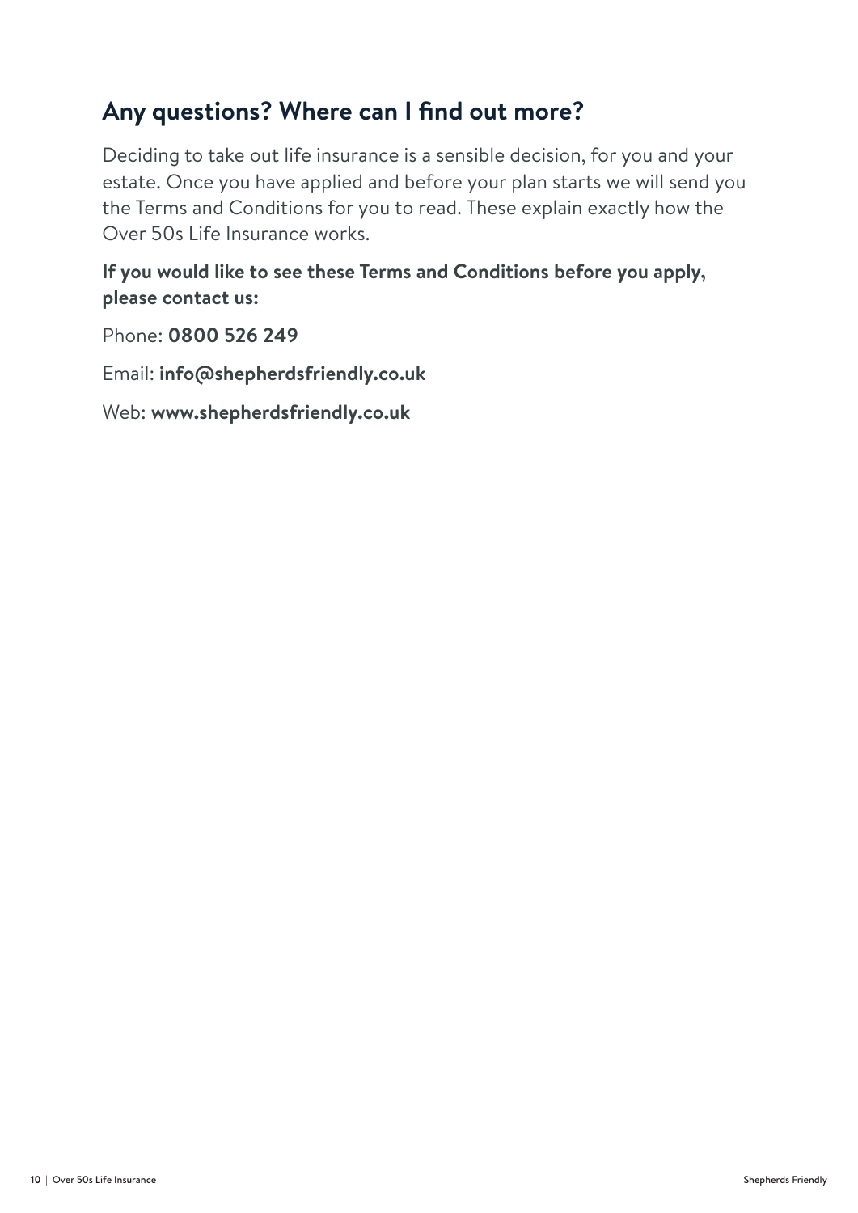## Any questions? Where can I find out more?

Deciding to take out life insurance is a sensible decision, for you and your estate. Once you have applied and before your plan starts we will send you the Terms and Conditions for you to read. These explain exactly how the Over 50s Life Insurance works.

**If you would like to see these Terms and Conditions before you apply, please contact us:**

Phone: **0800 526 249**

Email: **info@shepherdsfriendly.co.uk**

Web: **www.shepherdsfriendly.co.uk**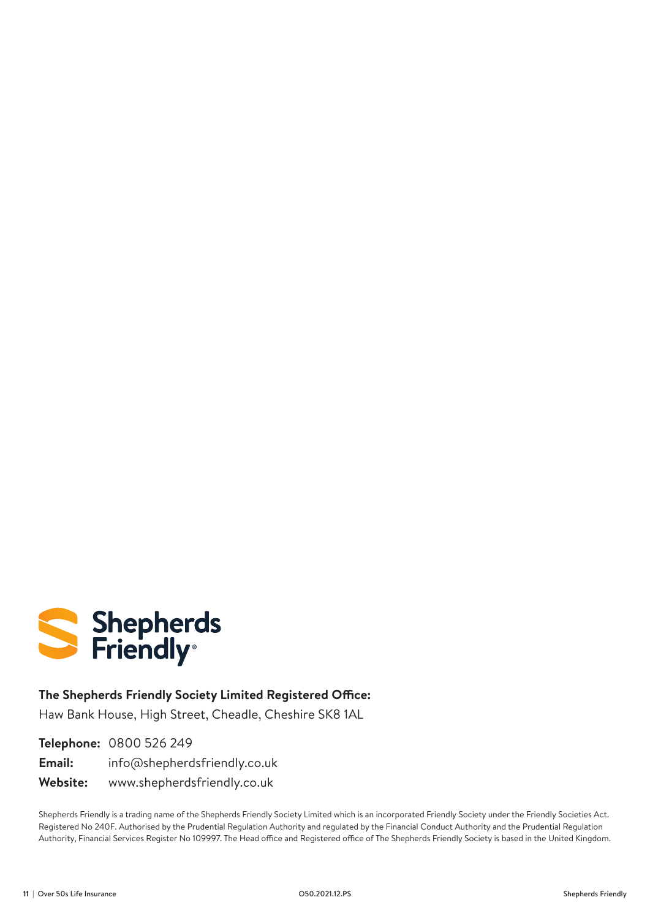Shepherds Friendly

**The Shepherds Friendly Society Limited Registered Office:**

Haw Bank House, High Street, Cheadle, Cheshire SK8 1AL

**Telephone:** 0800 526 249

**Email:** info@shepherdsfriendly.co.uk

**Website:** www.shepherdsfriendly.co.uk

Shepherds Friendly is a trading name of the Shepherds Friendly Society Limited which is an incorporated Friendly Society under the Friendly Societies Act. Registered No 240F. Authorised by the Prudential Regulation Authority and regulated by the Financial Conduct Authority and the Prudential Regulation Authority, Financial Services Register No 109997. The Head office and Registered office of The Shepherds Friendly Society is based in the United Kingdom.

O50.2021.12.PS